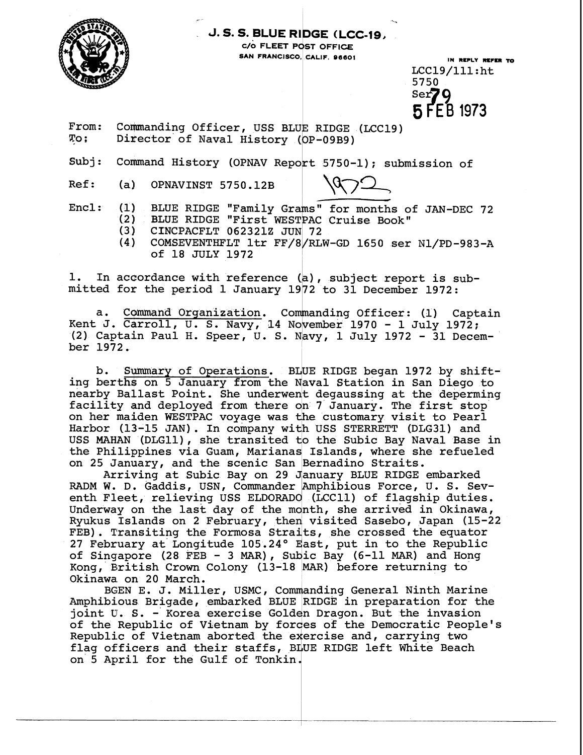**U. S. S. BLUE RIDGE (LCC-19)**
c/o FLEET POST OFFICE
SAN FRANCISCO, CALIF. 96601

IN REPLY REFER TO
LCC19/111:ht
5750
Ser 79
5 FEB 1973

From: Commanding Officer, USS BLUE RIDGE (LCC19)
To: Director of Naval History (OP-09B9)

Subj: Command History (OPNAV Report 5750-1); submission of

Ref: (a) OPNAVINST 5750.12B

1972

Encl: (1) BLUE RIDGE "Family Grams" for months of JAN-DEC 72
(2) BLUE RIDGE "First WESTPAC Cruise Book"
(3) CINCPACFLT 062321Z JUN 72
(4) COMSEVENTHFLT ltr FF/8/RLW-GD 1650 ser N1/PD-983-A of 18 JULY 1972

1. In accordance with reference (a), subject report is submitted for the period 1 January 1972 to 31 December 1972:

a. Command Organization. Commanding Officer: (1) Captain Kent J. Carroll, U. S. Navy, 14 November 1970 - 1 July 1972; (2) Captain Paul H. Speer, U. S. Navy, 1 July 1972 - 31 December 1972.

b. Summary of Operations. BLUE RIDGE began 1972 by shifting berths on 5 January from the Naval Station in San Diego to nearby Ballast Point. She underwent degaussing at the deperming facility and deployed from there on 7 January. The first stop on her maiden WESTPAC voyage was the customary visit to Pearl Harbor (13-15 JAN). In company with USS STERRETT (DLG31) and USS MAHAN (DLG11), she transited to the Subic Bay Naval Base in the Philippines via Guam, Marianas Islands, where she refueled on 25 January, and the scenic San Bernadino Straits.

Arriving at Subic Bay on 29 January BLUE RIDGE embarked RADM W. D. Gaddis, USN, Commander Amphibious Force, U. S. Seventh Fleet, relieving USS ELDORADO (LCC11) of flagship duties. Underway on the last day of the month, she arrived in Okinawa, Ryukus Islands on 2 February, then visited Sasebo, Japan (15-22 FEB). Transiting the Formosa Straits, she crossed the equator 27 February at Longitude 105.24° East, put in to the Republic of Singapore (28 FEB - 3 MAR), Subic Bay (6-11 MAR) and Hong Kong, British Crown Colony (13-18 MAR) before returning to Okinawa on 20 March.

BGEN E. J. Miller, USMC, Commanding General Ninth Marine Amphibious Brigade, embarked BLUE RIDGE in preparation for the joint U. S. - Korea exercise Golden Dragon. But the invasion of the Republic of Vietnam by forces of the Democratic People's Republic of Vietnam aborted the exercise and, carrying two flag officers and their staffs, BLUE RIDGE left White Beach on 5 April for the Gulf of Tonkin.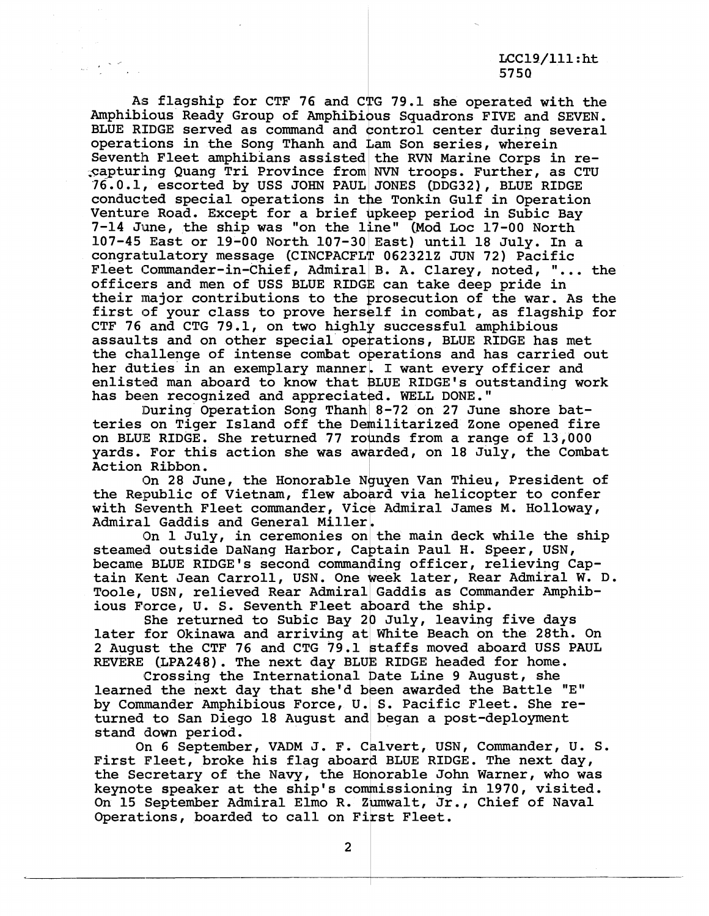LCC19/111:ht
5750

As flagship for CTF 76 and CTG 79.1 she operated with the Amphibious Ready Group of Amphibious Squadrons FIVE and SEVEN. BLUE RIDGE served as command and control center during several operations in the Song Thanh and Lam Son series, wherein Seventh Fleet amphibians assisted the RVN Marine Corps in re-capturing Quang Tri Province from NVN troops. Further, as CTU 76.0.1, escorted by USS JOHN PAUL JONES (DDG32), BLUE RIDGE conducted special operations in the Tonkin Gulf in Operation Venture Road. Except for a brief upkeep period in Subic Bay 7-14 June, the ship was "on the line" (Mod Loc 17-00 North 107-45 East or 19-00 North 107-30 East) until 18 July. In a congratulatory message (CINCPACFLT 062321Z JUN 72) Pacific Fleet Commander-in-Chief, Admiral B. A. Clarey, noted, "... the officers and men of USS BLUE RIDGE can take deep pride in their major contributions to the prosecution of the war. As the first of your class to prove herself in combat, as flagship for CTF 76 and CTG 79.1, on two highly successful amphibious assaults and on other special operations, BLUE RIDGE has met the challenge of intense combat operations and has carried out her duties in an exemplary manner. I want every officer and enlisted man aboard to know that BLUE RIDGE's outstanding work has been recognized and appreciated. WELL DONE."

During Operation Song Thanh 8-72 on 27 June shore batteries on Tiger Island off the Demilitarized Zone opened fire on BLUE RIDGE. She returned 77 rounds from a range of 13,000 yards. For this action she was awarded, on 18 July, the Combat Action Ribbon.

On 28 June, the Honorable Nguyen Van Thieu, President of the Republic of Vietnam, flew aboard via helicopter to confer with Seventh Fleet commander, Vice Admiral James M. Holloway, Admiral Gaddis and General Miller.

On 1 July, in ceremonies on the main deck while the ship steamed outside DaNang Harbor, Captain Paul H. Speer, USN, became BLUE RIDGE's second commanding officer, relieving Captain Kent Jean Carroll, USN. One week later, Rear Admiral W. D. Toole, USN, relieved Rear Admiral Gaddis as Commander Amphibious Force, U. S. Seventh Fleet aboard the ship.

She returned to Subic Bay 20 July, leaving five days later for Okinawa and arriving at White Beach on the 28th. On 2 August the CTF 76 and CTG 79.1 staffs moved aboard USS PAUL REVERE (LPA248). The next day BLUE RIDGE headed for home.

Crossing the International Date Line 9 August, she learned the next day that she'd been awarded the Battle "E" by Commander Amphibious Force, U. S. Pacific Fleet. She returned to San Diego 18 August and began a post-deployment stand down period.

On 6 September, VADM J. F. Calvert, USN, Commander, U. S. First Fleet, broke his flag aboard BLUE RIDGE. The next day, the Secretary of the Navy, the Honorable John Warner, who was keynote speaker at the ship's commissioning in 1970, visited. On 15 September Admiral Elmo R. Zumwalt, Jr., Chief of Naval Operations, boarded to call on First Fleet.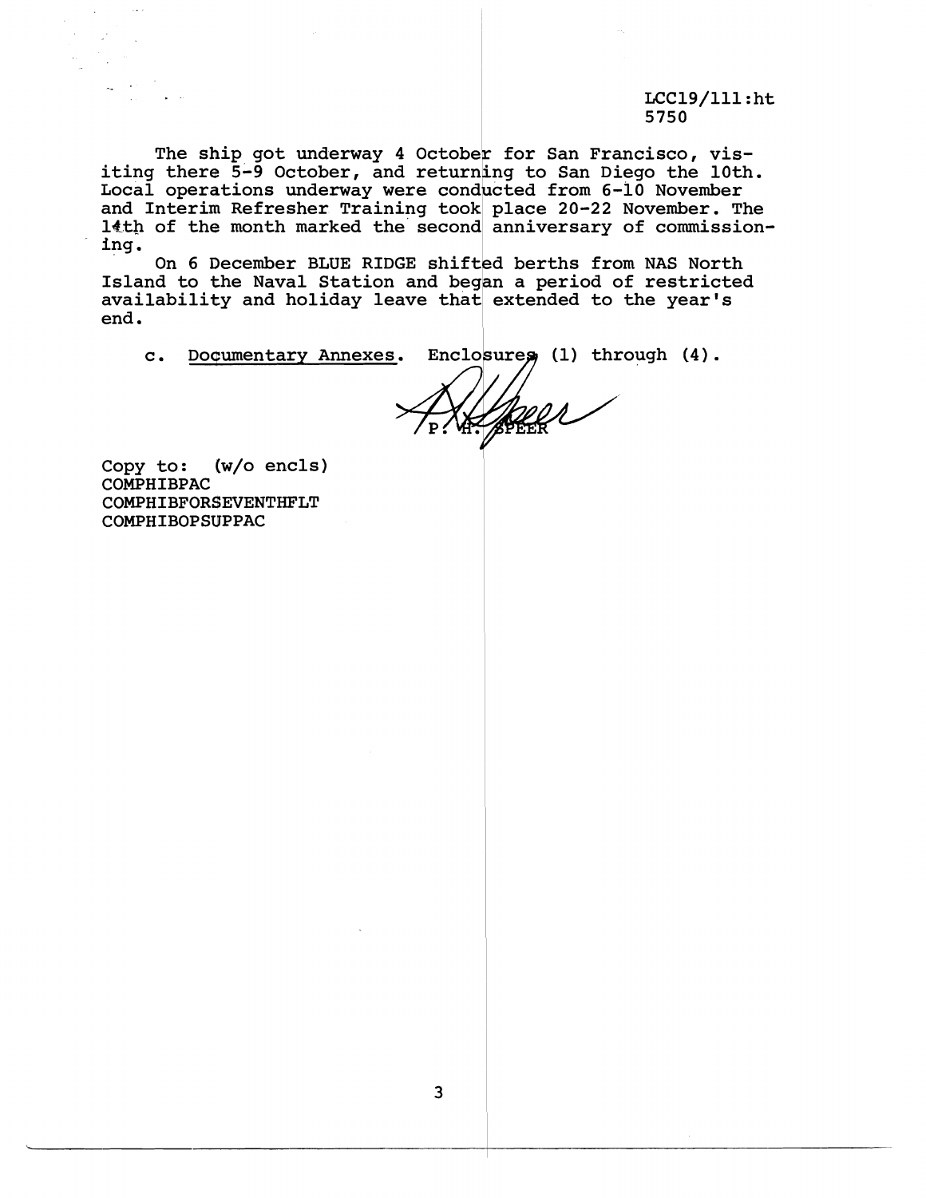LCC19/111:ht
5750

The ship got underway 4 October for San Francisco, visiting there 5-9 October, and returning to San Diego the 10th. Local operations underway were conducted from 6-10 November and Interim Refresher Training took place 20-22 November. The 14th of the month marked the second anniversary of commissioning.

On 6 December BLUE RIDGE shifted berths from NAS North Island to the Naval Station and began a period of restricted availability and holiday leave that extended to the year's end.

c. Documentary Annexes. Enclosures (1) through (4).

P. H. SPEER

Copy to: (w/o encls)
COMPHIBPAC
COMPHIBFORSEVENTHFLT
COMPHIBOPSUPPAC